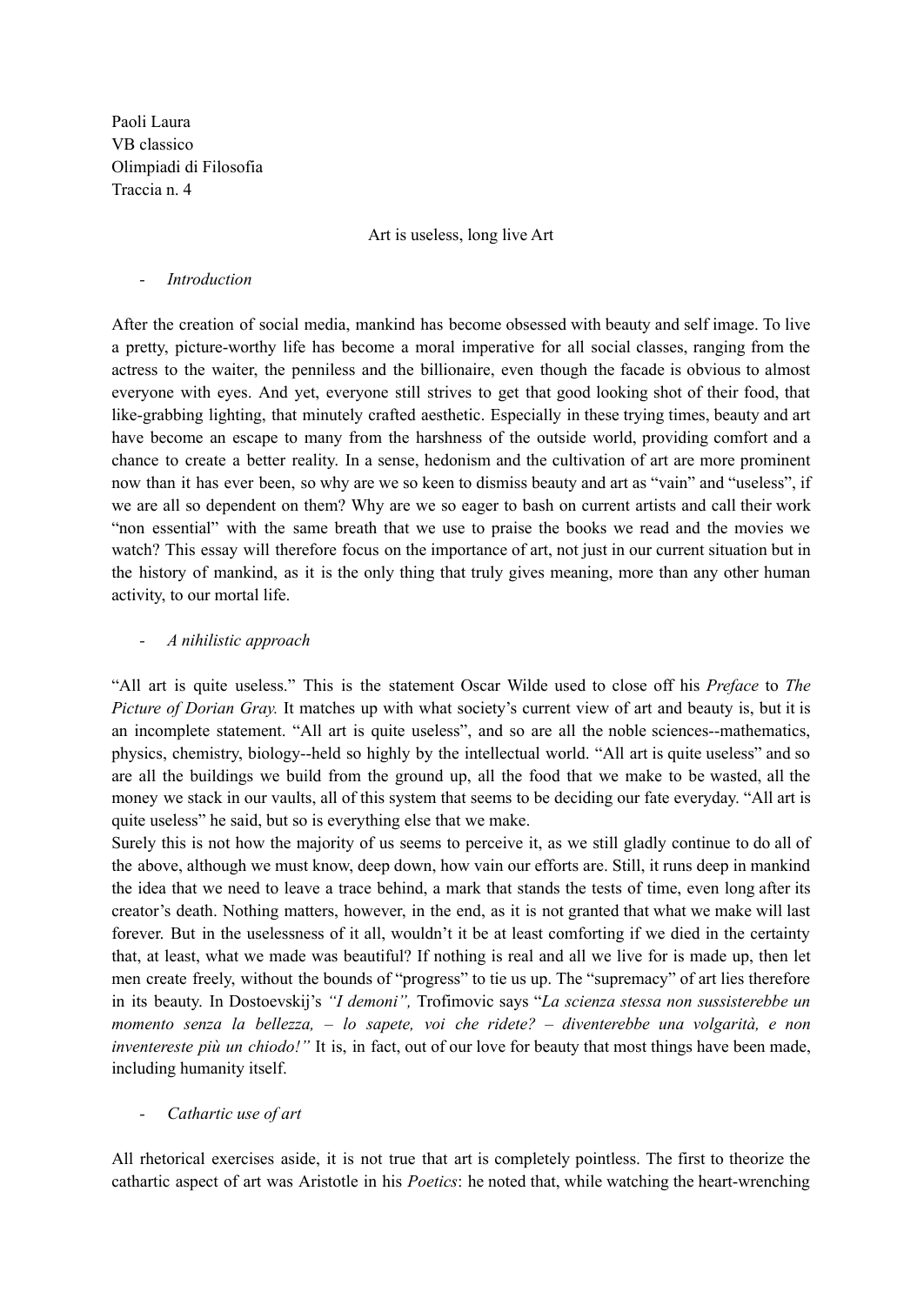Paoli Laura
VB classico
Olimpiadi di Filosofia
Traccia n. 4

# Art is useless, long live Art

- *Introduction*

After the creation of social media, mankind has become obsessed with beauty and self image. To live a pretty, picture-worthy life has become a moral imperative for all social classes, ranging from the actress to the waiter, the penniless and the billionaire, even though the facade is obvious to almost everyone with eyes. And yet, everyone still strives to get that good looking shot of their food, that like-grabbing lighting, that minutely crafted aesthetic. Especially in these trying times, beauty and art have become an escape to many from the harshness of the outside world, providing comfort and a chance to create a better reality. In a sense, hedonism and the cultivation of art are more prominent now than it has ever been, so why are we so keen to dismiss beauty and art as "vain" and "useless", if we are all so dependent on them? Why are we so eager to bash on current artists and call their work "non essential" with the same breath that we use to praise the books we read and the movies we watch? This essay will therefore focus on the importance of art, not just in our current situation but in the history of mankind, as it is the only thing that truly gives meaning, more than any other human activity, to our mortal life.

- *A nihilistic approach*

"All art is quite useless." This is the statement Oscar Wilde used to close off his *Preface* to *The Picture of Dorian Gray.* It matches up with what society's current view of art and beauty is, but it is an incomplete statement. "All art is quite useless", and so are all the noble sciences--mathematics, physics, chemistry, biology--held so highly by the intellectual world. "All art is quite useless" and so are all the buildings we build from the ground up, all the food that we make to be wasted, all the money we stack in our vaults, all of this system that seems to be deciding our fate everyday. "All art is quite useless" he said, but so is everything else that we make.
Surely this is not how the majority of us seems to perceive it, as we still gladly continue to do all of the above, although we must know, deep down, how vain our efforts are. Still, it runs deep in mankind the idea that we need to leave a trace behind, a mark that stands the tests of time, even long after its creator's death. Nothing matters, however, in the end, as it is not granted that what we make will last forever. But in the uselessness of it all, wouldn't it be at least comforting if we died in the certainty that, at least, what we made was beautiful? If nothing is real and all we live for is made up, then let men create freely, without the bounds of "progress" to tie us up. The "supremacy" of art lies therefore in its beauty. In Dostoevskij's *"I demoni",* Trofimovic says "*La scienza stessa non sussisterebbe un momento senza la bellezza, – lo sapete, voi che ridete? – diventerebbe una volgarità, e non inventereste più un chiodo!"* It is, in fact, out of our love for beauty that most things have been made, including humanity itself.

- *Cathartic use of art*

All rhetorical exercises aside, it is not true that art is completely pointless. The first to theorize the cathartic aspect of art was Aristotle in his *Poetics*: he noted that, while watching the heart-wrenching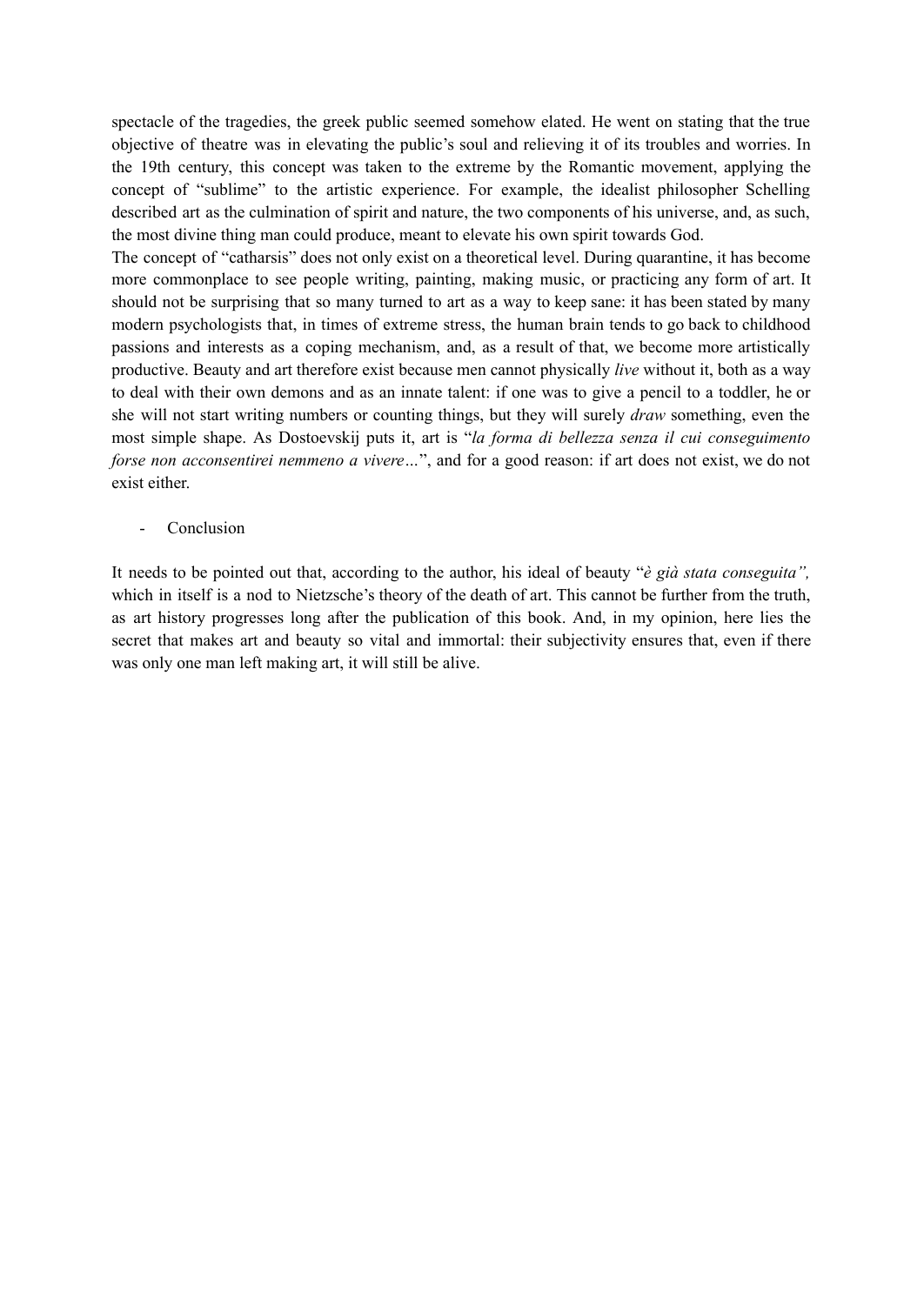spectacle of the tragedies, the greek public seemed somehow elated. He went on stating that the true objective of theatre was in elevating the public's soul and relieving it of its troubles and worries. In the 19th century, this concept was taken to the extreme by the Romantic movement, applying the concept of "sublime" to the artistic experience. For example, the idealist philosopher Schelling described art as the culmination of spirit and nature, the two components of his universe, and, as such, the most divine thing man could produce, meant to elevate his own spirit towards God.
The concept of "catharsis" does not only exist on a theoretical level. During quarantine, it has become more commonplace to see people writing, painting, making music, or practicing any form of art. It should not be surprising that so many turned to art as a way to keep sane: it has been stated by many modern psychologists that, in times of extreme stress, the human brain tends to go back to childhood passions and interests as a coping mechanism, and, as a result of that, we become more artistically productive. Beauty and art therefore exist because men cannot physically *live* without it, both as a way to deal with their own demons and as an innate talent: if one was to give a pencil to a toddler, he or she will not start writing numbers or counting things, but they will surely *draw* something, even the most simple shape. As Dostoevskij puts it, art is "*la forma di bellezza senza il cui conseguimento forse non acconsentirei nemmeno a vivere…*", and for a good reason: if art does not exist, we do not exist either.

- Conclusion

It needs to be pointed out that, according to the author, his ideal of beauty "*è già stata conseguita",* which in itself is a nod to Nietzsche's theory of the death of art. This cannot be further from the truth, as art history progresses long after the publication of this book. And, in my opinion, here lies the secret that makes art and beauty so vital and immortal: their subjectivity ensures that, even if there was only one man left making art, it will still be alive.